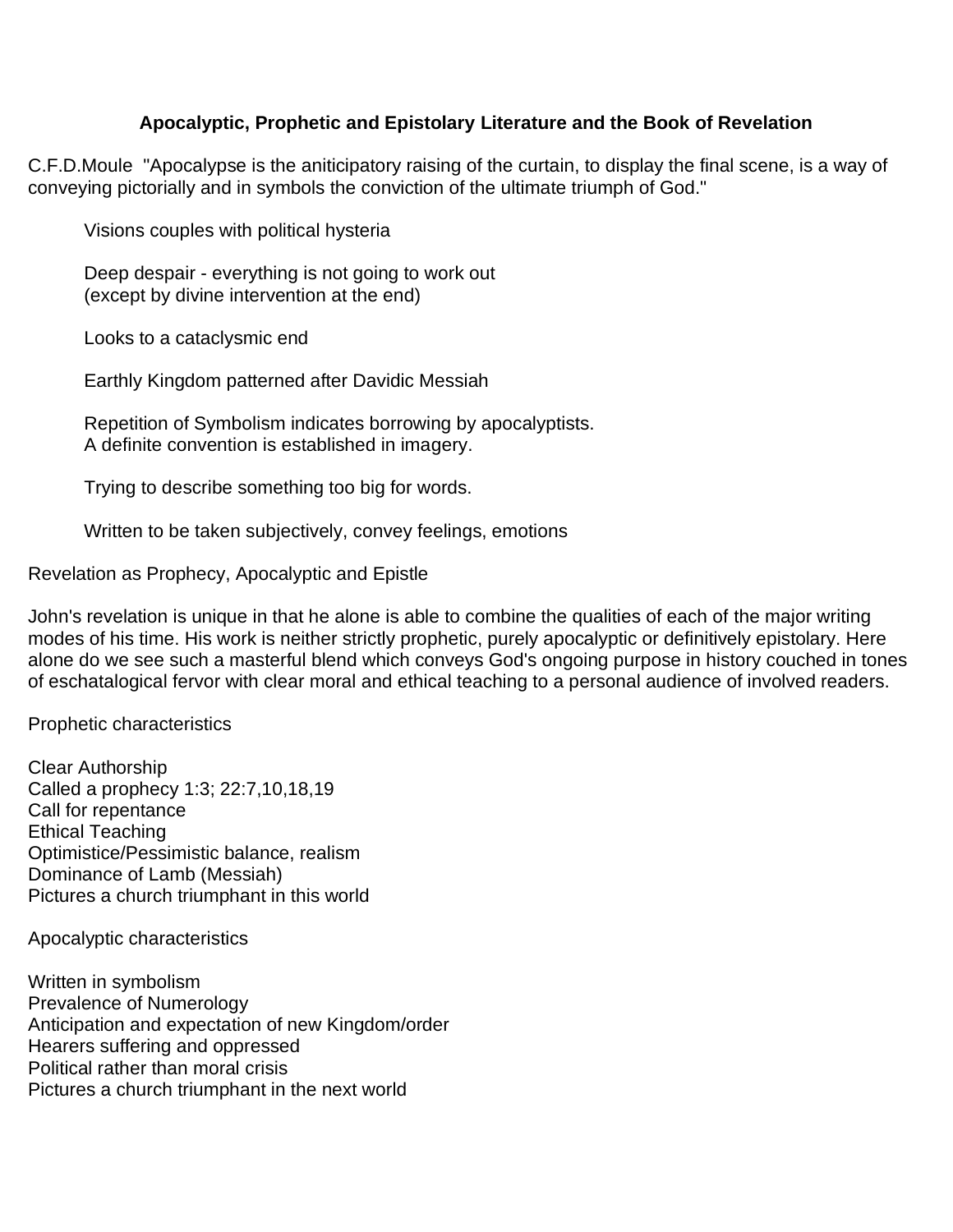**Apocalyptic, Prophetic and Epistolary Literature and the Book of Revelation**

C.F.D.Moule "Apocalypse is the aniticipatory raising of the curtain, to display the final scene, is a way of conveying pictorially and in symbols the conviction of the ultimate triumph of God."

Visions couples with political hysteria

Deep despair - everything is not going to work out
(except by divine intervention at the end)

Looks to a cataclysmic end

Earthly Kingdom patterned after Davidic Messiah

Repetition of Symbolism indicates borrowing by apocalyptists.
A definite convention is established in imagery.

Trying to describe something too big for words.

Written to be taken subjectively, convey feelings, emotions

Revelation as Prophecy, Apocalyptic and Epistle

John's revelation is unique in that he alone is able to combine the qualities of each of the major writing modes of his time. His work is neither strictly prophetic, purely apocalyptic or definitively epistolary. Here alone do we see such a masterful blend which conveys God's ongoing purpose in history couched in tones of eschatalogical fervor with clear moral and ethical teaching to a personal audience of involved readers.

Prophetic characteristics

Clear Authorship
Called a prophecy 1:3; 22:7,10,18,19
Call for repentance
Ethical Teaching
Optimistice/Pessimistic balance, realism
Dominance of Lamb (Messiah)
Pictures a church triumphant in this world

Apocalyptic characteristics

Written in symbolism
Prevalence of Numerology
Anticipation and expectation of new Kingdom/order
Hearers suffering and oppressed
Political rather than moral crisis
Pictures a church triumphant in the next world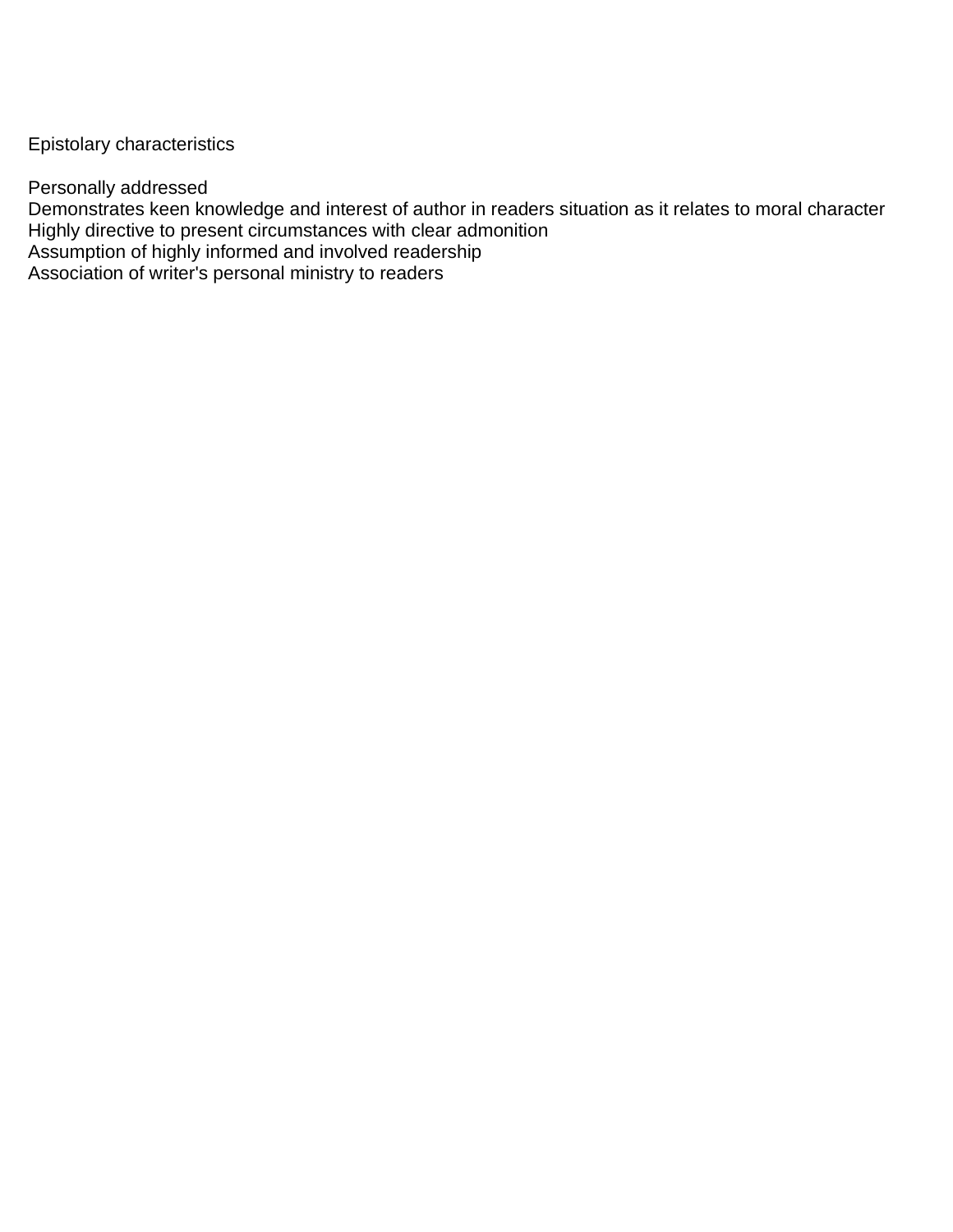Epistolary characteristics

Personally addressed
Demonstrates keen knowledge and interest of author in readers situation as it relates to moral character
Highly directive to present circumstances with clear admonition
Assumption of highly informed and involved readership
Association of writer's personal ministry to readers